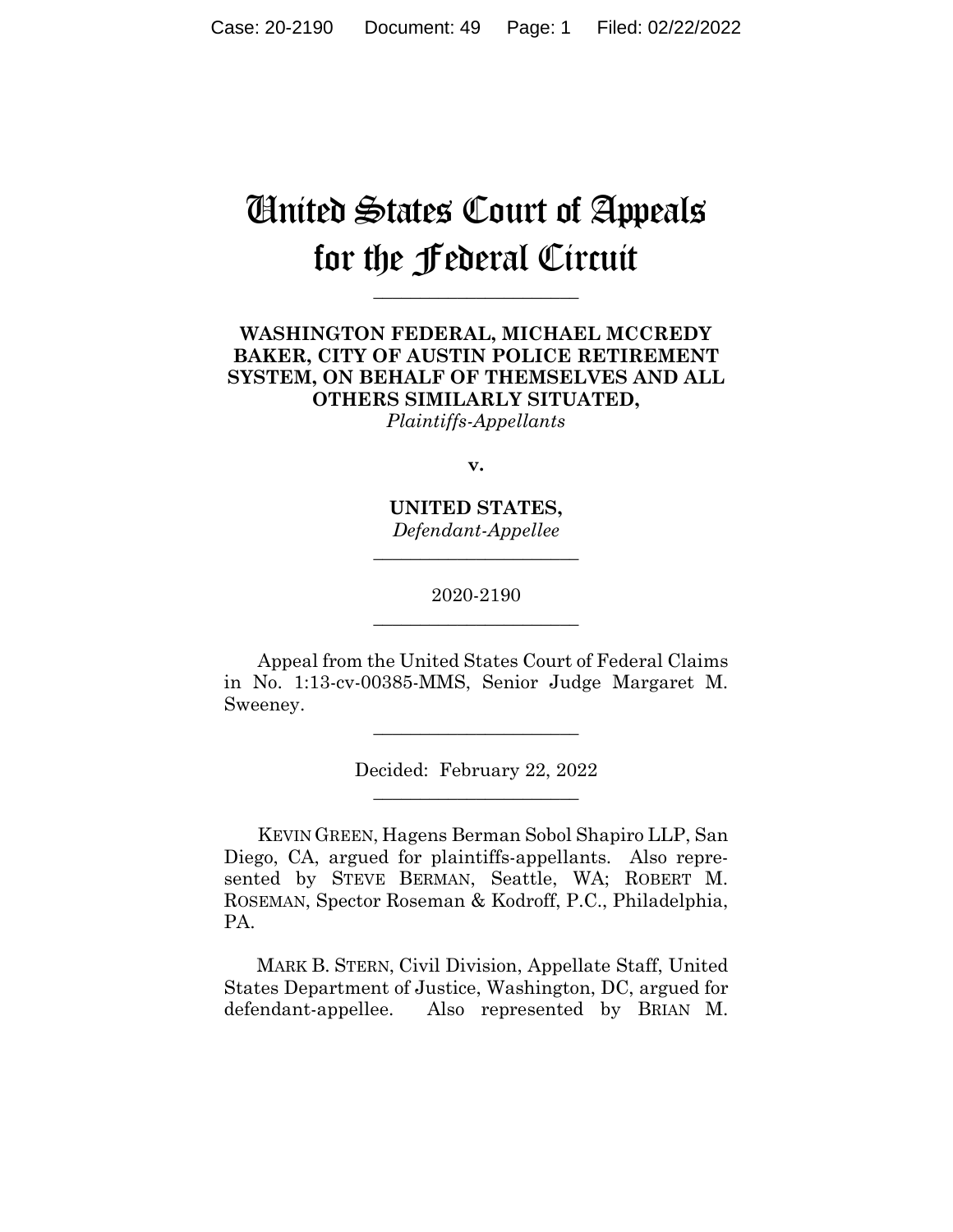# United States Court of Appeals for the Federal Circuit

______________________

**WASHINGTON FEDERAL, MICHAEL MCCREDY BAKER, CITY OF AUSTIN POLICE RETIREMENT SYSTEM, ON BEHALF OF THEMSELVES AND ALL OTHERS SIMILARLY SITUATED,**
*Plaintiffs-Appellants*

**v.**

**UNITED STATES,**
*Defendant-Appellee*

______________________

2020-2190

______________________

Appeal from the United States Court of Federal Claims in No. 1:13-cv-00385-MMS, Senior Judge Margaret M. Sweeney.

______________________

Decided: February 22, 2022

______________________

KEVIN GREEN, Hagens Berman Sobol Shapiro LLP, San Diego, CA, argued for plaintiffs-appellants. Also represented by STEVE BERMAN, Seattle, WA; ROBERT M. ROSEMAN, Spector Roseman & Kodroff, P.C., Philadelphia, PA.

MARK B. STERN, Civil Division, Appellate Staff, United States Department of Justice, Washington, DC, argued for defendant-appellee. Also represented by BRIAN M.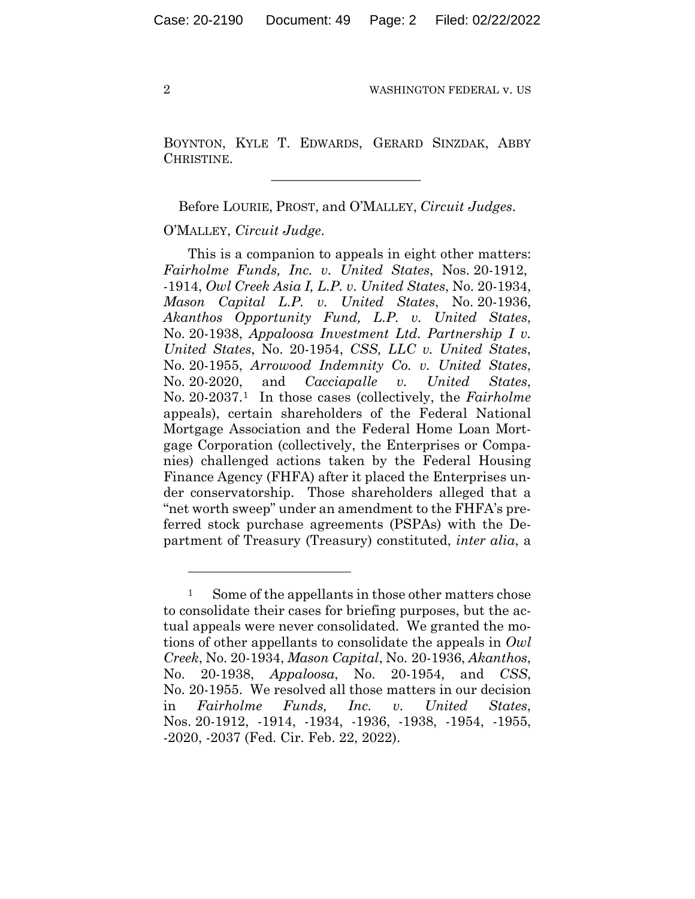BOYNTON, KYLE T. EDWARDS, GERARD SINZDAK, ABBY CHRISTINE.

---

Before LOURIE, PROST, and O'MALLEY, *Circuit Judges*.

O'MALLEY, *Circuit Judge*.

This is a companion to appeals in eight other matters: *Fairholme Funds, Inc. v. United States*, Nos. 20-1912, -1914, *Owl Creek Asia I, L.P. v. United States*, No. 20-1934, *Mason Capital L.P. v. United States*, No. 20-1936, *Akanthos Opportunity Fund, L.P. v. United States*, No. 20-1938, *Appaloosa Investment Ltd. Partnership I v. United States*, No. 20-1954, *CSS, LLC v. United States*, No. 20-1955, *Arrowood Indemnity Co. v. United States*, No. 20-2020, and *Cacciapalle v. United States*, No. 20-2037.[1] In those cases (collectively, the *Fairholme* appeals), certain shareholders of the Federal National Mortgage Association and the Federal Home Loan Mortgage Corporation (collectively, the Enterprises or Companies) challenged actions taken by the Federal Housing Finance Agency (FHFA) after it placed the Enterprises under conservatorship. Those shareholders alleged that a "net worth sweep" under an amendment to the FHFA's preferred stock purchase agreements (PSPAs) with the Department of Treasury (Treasury) constituted, *inter alia*, a

---

[1] Some of the appellants in those other matters chose to consolidate their cases for briefing purposes, but the actual appeals were never consolidated. We granted the motions of other appellants to consolidate the appeals in *Owl Creek*, No. 20-1934, *Mason Capital*, No. 20-1936, *Akanthos*, No. 20-1938, *Appaloosa*, No. 20-1954, and *CSS*, No. 20-1955. We resolved all those matters in our decision in *Fairholme Funds, Inc. v. United States*, Nos. 20-1912, -1914, -1934, -1936, -1938, -1954, -1955, -2020, -2037 (Fed. Cir. Feb. 22, 2022).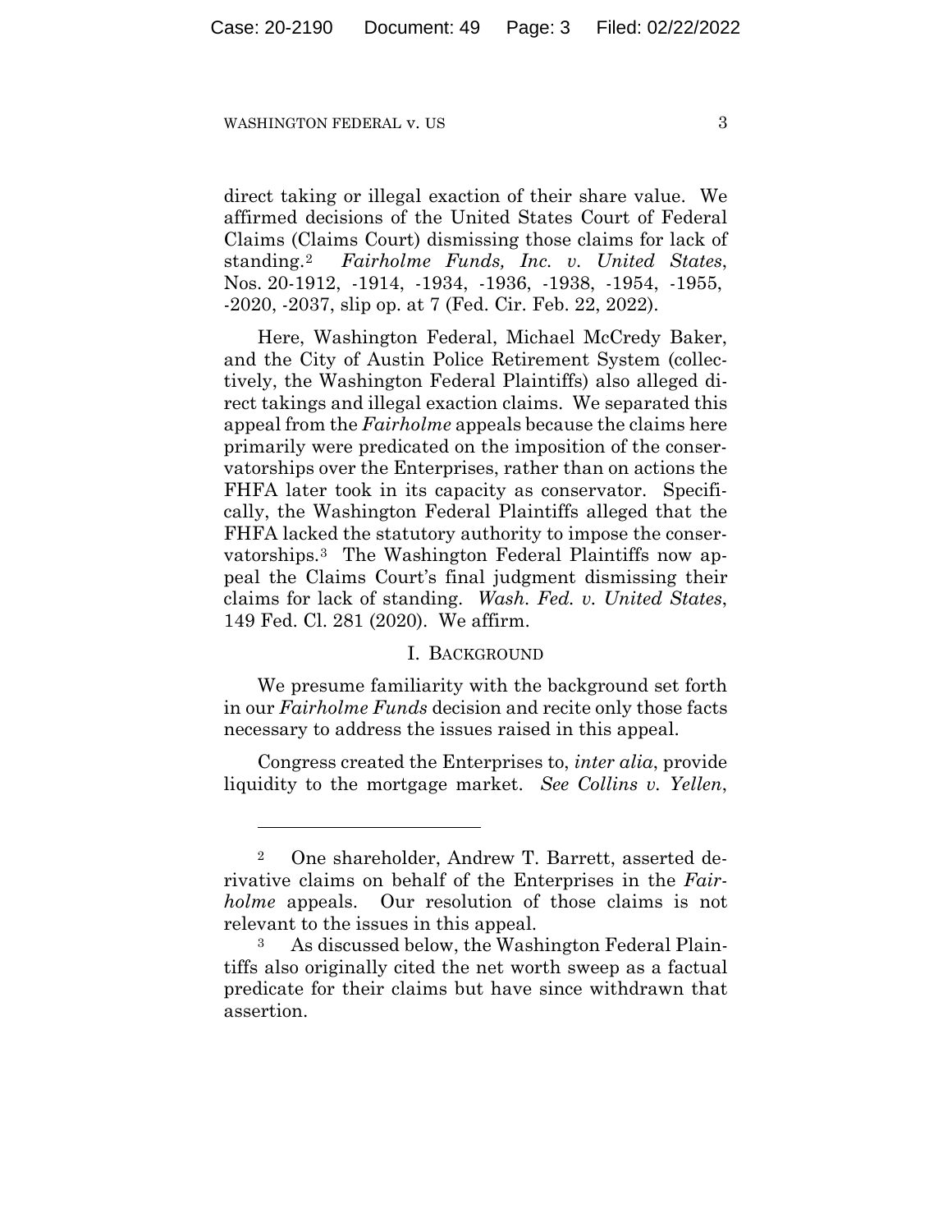direct taking or illegal exaction of their share value. We affirmed decisions of the United States Court of Federal Claims (Claims Court) dismissing those claims for lack of standing.[2] *Fairholme Funds, Inc. v. United States*, Nos. 20-1912, -1914, -1934, -1936, -1938, -1954, -1955, -2020, -2037, slip op. at 7 (Fed. Cir. Feb. 22, 2022).

Here, Washington Federal, Michael McCredy Baker, and the City of Austin Police Retirement System (collectively, the Washington Federal Plaintiffs) also alleged direct takings and illegal exaction claims. We separated this appeal from the *Fairholme* appeals because the claims here primarily were predicated on the imposition of the conservatorships over the Enterprises, rather than on actions the FHFA later took in its capacity as conservator. Specifically, the Washington Federal Plaintiffs alleged that the FHFA lacked the statutory authority to impose the conservatorships.[3] The Washington Federal Plaintiffs now appeal the Claims Court's final judgment dismissing their claims for lack of standing. *Wash. Fed. v. United States*, 149 Fed. Cl. 281 (2020). We affirm.

## I. Background

We presume familiarity with the background set forth in our *Fairholme Funds* decision and recite only those facts necessary to address the issues raised in this appeal.

Congress created the Enterprises to, *inter alia*, provide liquidity to the mortgage market. *See Collins v. Yellen*,

---

[2] One shareholder, Andrew T. Barrett, asserted derivative claims on behalf of the Enterprises in the *Fairholme* appeals. Our resolution of those claims is not relevant to the issues in this appeal.

[3] As discussed below, the Washington Federal Plaintiffs also originally cited the net worth sweep as a factual predicate for their claims but have since withdrawn that assertion.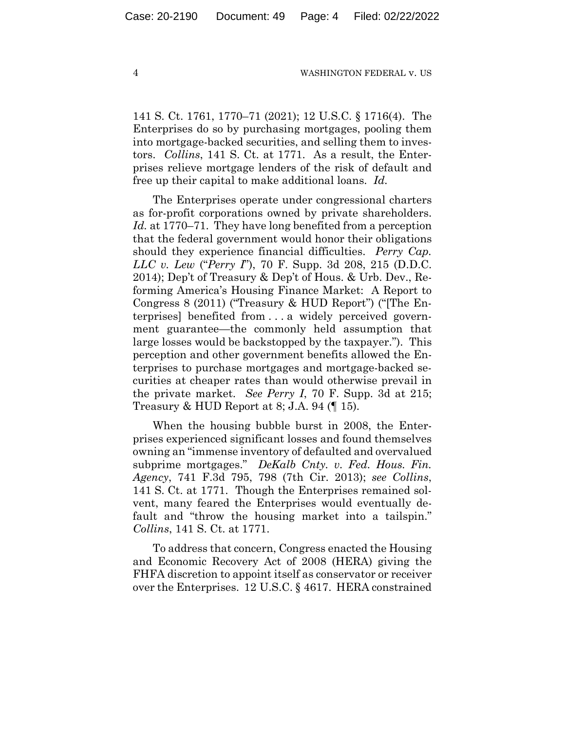141 S. Ct. 1761, 1770–71 (2021); 12 U.S.C. § 1716(4). The Enterprises do so by purchasing mortgages, pooling them into mortgage-backed securities, and selling them to investors. *Collins*, 141 S. Ct. at 1771. As a result, the Enterprises relieve mortgage lenders of the risk of default and free up their capital to make additional loans. *Id.*

The Enterprises operate under congressional charters as for-profit corporations owned by private shareholders. *Id.* at 1770–71. They have long benefited from a perception that the federal government would honor their obligations should they experience financial difficulties. *Perry Cap. LLC v. Lew* ("*Perry I*"), 70 F. Supp. 3d 208, 215 (D.D.C. 2014); Dep't of Treasury & Dep't of Hous. & Urb. Dev., Reforming America's Housing Finance Market: A Report to Congress 8 (2011) ("Treasury & HUD Report") ("[The Enterprises] benefited from . . . a widely perceived government guarantee—the commonly held assumption that large losses would be backstopped by the taxpayer."). This perception and other government benefits allowed the Enterprises to purchase mortgages and mortgage-backed securities at cheaper rates than would otherwise prevail in the private market. *See Perry I*, 70 F. Supp. 3d at 215; Treasury & HUD Report at 8; J.A. 94 (¶ 15).

When the housing bubble burst in 2008, the Enterprises experienced significant losses and found themselves owning an "immense inventory of defaulted and overvalued subprime mortgages." *DeKalb Cnty. v. Fed. Hous. Fin. Agency*, 741 F.3d 795, 798 (7th Cir. 2013); *see Collins*, 141 S. Ct. at 1771. Though the Enterprises remained solvent, many feared the Enterprises would eventually default and "throw the housing market into a tailspin." *Collins*, 141 S. Ct. at 1771.

To address that concern, Congress enacted the Housing and Economic Recovery Act of 2008 (HERA) giving the FHFA discretion to appoint itself as conservator or receiver over the Enterprises. 12 U.S.C. § 4617. HERA constrained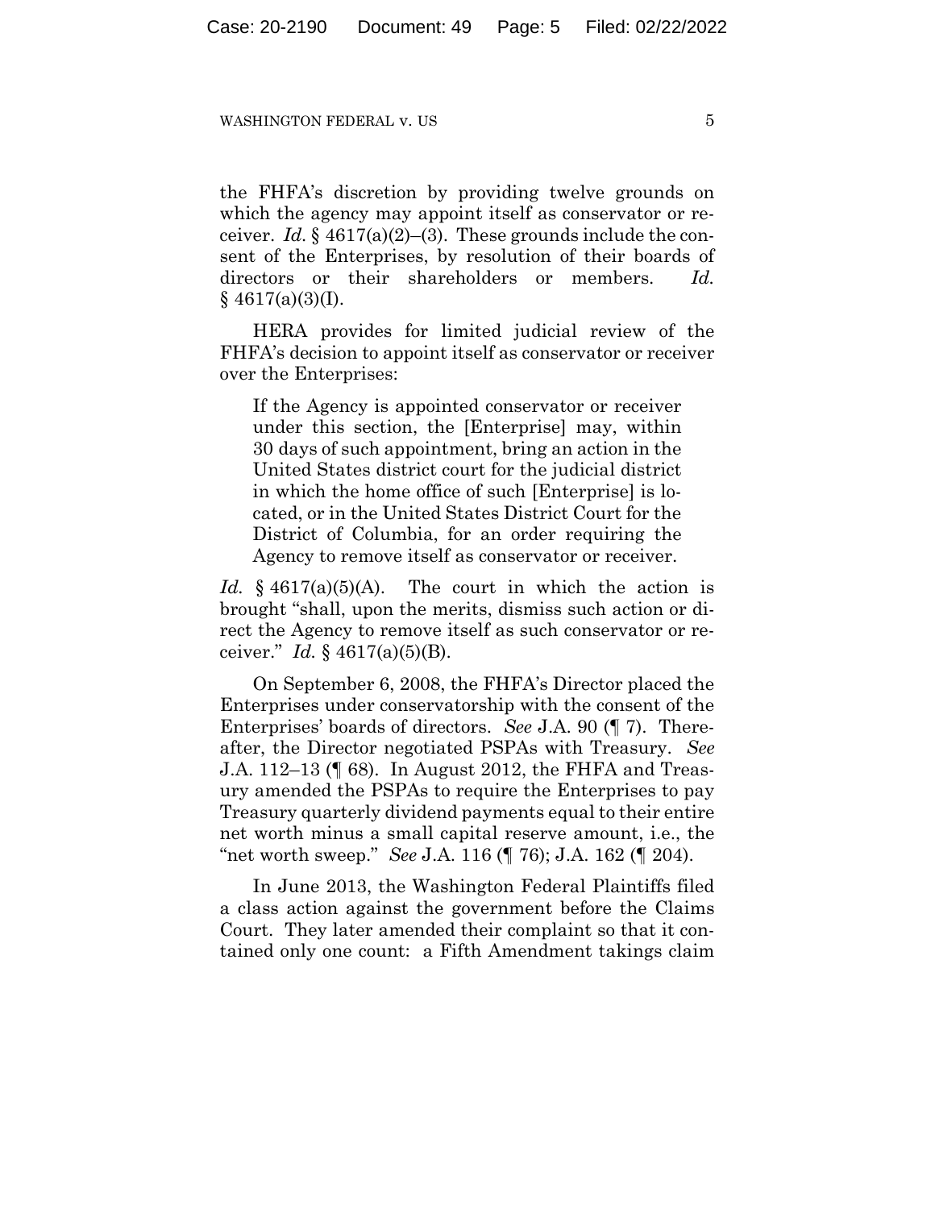the FHFA's discretion by providing twelve grounds on which the agency may appoint itself as conservator or receiver. *Id.* § 4617(a)(2)–(3). These grounds include the consent of the Enterprises, by resolution of their boards of directors or their shareholders or members. *Id.* § 4617(a)(3)(I).

HERA provides for limited judicial review of the FHFA's decision to appoint itself as conservator or receiver over the Enterprises:

> If the Agency is appointed conservator or receiver under this section, the [Enterprise] may, within 30 days of such appointment, bring an action in the United States district court for the judicial district in which the home office of such [Enterprise] is located, or in the United States District Court for the District of Columbia, for an order requiring the Agency to remove itself as conservator or receiver.

*Id.* § 4617(a)(5)(A). The court in which the action is brought "shall, upon the merits, dismiss such action or direct the Agency to remove itself as such conservator or receiver." *Id.* § 4617(a)(5)(B).

On September 6, 2008, the FHFA's Director placed the Enterprises under conservatorship with the consent of the Enterprises' boards of directors. *See* J.A. 90 (¶ 7). Thereafter, the Director negotiated PSPAs with Treasury. *See* J.A. 112–13 (¶ 68). In August 2012, the FHFA and Treasury amended the PSPAs to require the Enterprises to pay Treasury quarterly dividend payments equal to their entire net worth minus a small capital reserve amount, i.e., the "net worth sweep." *See* J.A. 116 (¶ 76); J.A. 162 (¶ 204).

In June 2013, the Washington Federal Plaintiffs filed a class action against the government before the Claims Court. They later amended their complaint so that it contained only one count: a Fifth Amendment takings claim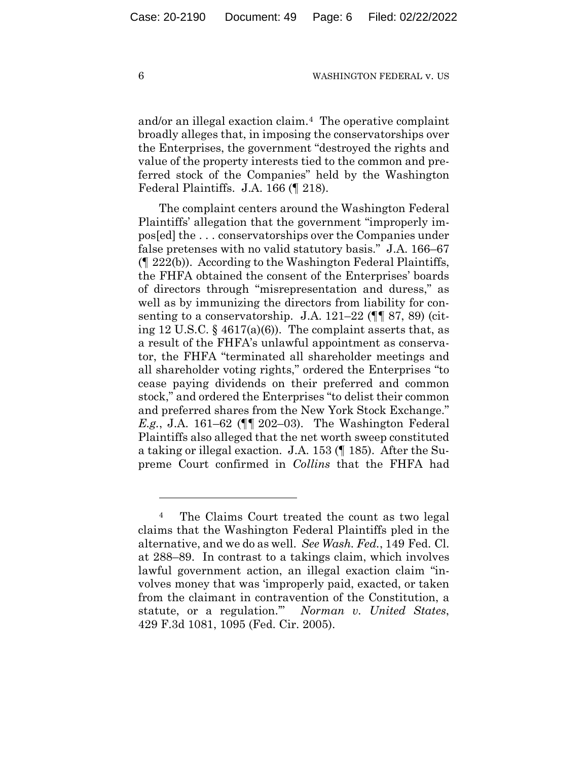and/or an illegal exaction claim.[4] The operative complaint broadly alleges that, in imposing the conservatorships over the Enterprises, the government "destroyed the rights and value of the property interests tied to the common and preferred stock of the Companies" held by the Washington Federal Plaintiffs. J.A. 166 (¶ 218).

The complaint centers around the Washington Federal Plaintiffs' allegation that the government "improperly impos[ed] the . . . conservatorships over the Companies under false pretenses with no valid statutory basis." J.A. 166–67 (¶ 222(b)). According to the Washington Federal Plaintiffs, the FHFA obtained the consent of the Enterprises' boards of directors through "misrepresentation and duress," as well as by immunizing the directors from liability for consenting to a conservatorship. J.A. 121–22 (¶¶ 87, 89) (citing 12 U.S.C. § 4617(a)(6)). The complaint asserts that, as a result of the FHFA's unlawful appointment as conservator, the FHFA "terminated all shareholder meetings and all shareholder voting rights," ordered the Enterprises "to cease paying dividends on their preferred and common stock," and ordered the Enterprises "to delist their common and preferred shares from the New York Stock Exchange." *E.g.*, J.A. 161–62 (¶¶ 202–03). The Washington Federal Plaintiffs also alleged that the net worth sweep constituted a taking or illegal exaction. J.A. 153 (¶ 185). After the Supreme Court confirmed in *Collins* that the FHFA had

---

[4] The Claims Court treated the count as two legal claims that the Washington Federal Plaintiffs pled in the alternative, and we do as well. *See Wash. Fed.*, 149 Fed. Cl. at 288–89. In contrast to a takings claim, which involves lawful government action, an illegal exaction claim "involves money that was 'improperly paid, exacted, or taken from the claimant in contravention of the Constitution, a statute, or a regulation.'" *Norman v. United States*, 429 F.3d 1081, 1095 (Fed. Cir. 2005).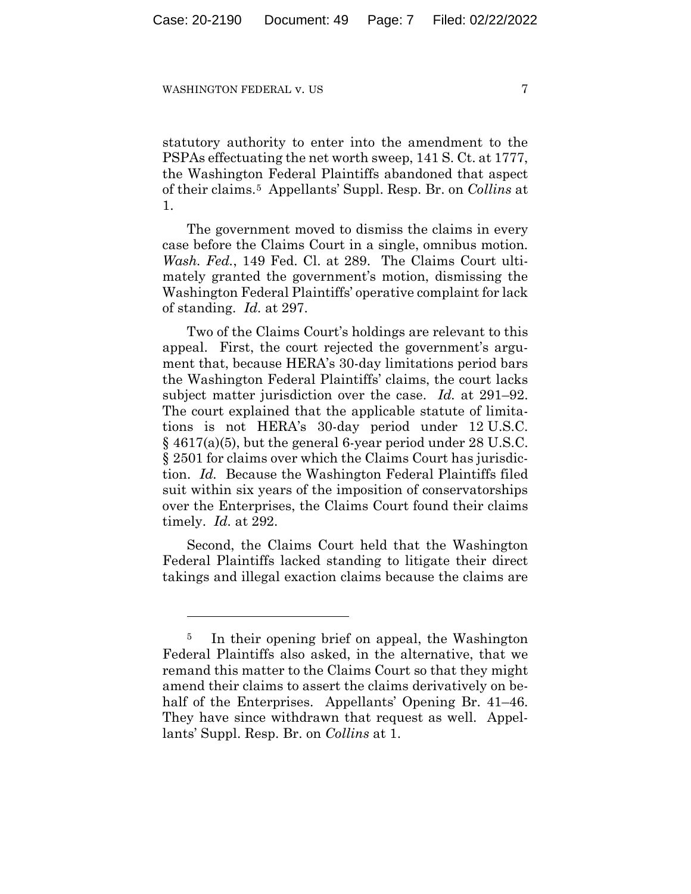statutory authority to enter into the amendment to the PSPAs effectuating the net worth sweep, 141 S. Ct. at 1777, the Washington Federal Plaintiffs abandoned that aspect of their claims.[5] Appellants' Suppl. Resp. Br. on *Collins* at 1.

The government moved to dismiss the claims in every case before the Claims Court in a single, omnibus motion. *Wash. Fed.*, 149 Fed. Cl. at 289. The Claims Court ultimately granted the government's motion, dismissing the Washington Federal Plaintiffs' operative complaint for lack of standing. *Id.* at 297.

Two of the Claims Court's holdings are relevant to this appeal. First, the court rejected the government's argument that, because HERA's 30-day limitations period bars the Washington Federal Plaintiffs' claims, the court lacks subject matter jurisdiction over the case. *Id.* at 291–92. The court explained that the applicable statute of limitations is not HERA's 30-day period under 12 U.S.C. § 4617(a)(5), but the general 6-year period under 28 U.S.C. § 2501 for claims over which the Claims Court has jurisdiction. *Id.* Because the Washington Federal Plaintiffs filed suit within six years of the imposition of conservatorships over the Enterprises, the Claims Court found their claims timely. *Id.* at 292.

Second, the Claims Court held that the Washington Federal Plaintiffs lacked standing to litigate their direct takings and illegal exaction claims because the claims are

---

[5] In their opening brief on appeal, the Washington Federal Plaintiffs also asked, in the alternative, that we remand this matter to the Claims Court so that they might amend their claims to assert the claims derivatively on behalf of the Enterprises. Appellants' Opening Br. 41–46. They have since withdrawn that request as well. Appellants' Suppl. Resp. Br. on *Collins* at 1.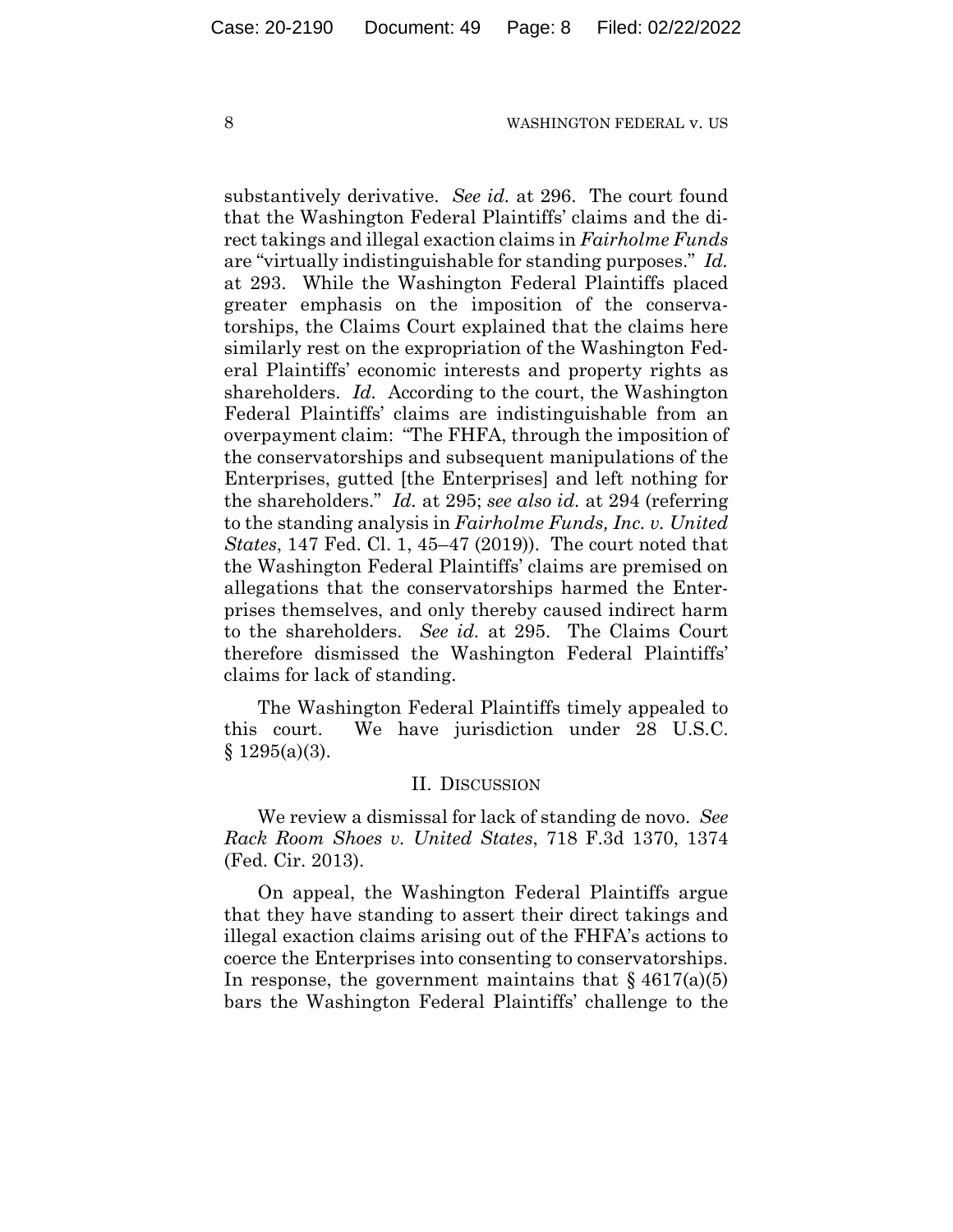substantively derivative. *See id.* at 296. The court found that the Washington Federal Plaintiffs' claims and the direct takings and illegal exaction claims in *Fairholme Funds* are "virtually indistinguishable for standing purposes." *Id.* at 293. While the Washington Federal Plaintiffs placed greater emphasis on the imposition of the conservatorships, the Claims Court explained that the claims here similarly rest on the expropriation of the Washington Federal Plaintiffs' economic interests and property rights as shareholders. *Id.* According to the court, the Washington Federal Plaintiffs' claims are indistinguishable from an overpayment claim: "The FHFA, through the imposition of the conservatorships and subsequent manipulations of the Enterprises, gutted [the Enterprises] and left nothing for the shareholders." *Id.* at 295; *see also id.* at 294 (referring to the standing analysis in *Fairholme Funds, Inc. v. United States*, 147 Fed. Cl. 1, 45–47 (2019)). The court noted that the Washington Federal Plaintiffs' claims are premised on allegations that the conservatorships harmed the Enterprises themselves, and only thereby caused indirect harm to the shareholders. *See id.* at 295. The Claims Court therefore dismissed the Washington Federal Plaintiffs' claims for lack of standing.

The Washington Federal Plaintiffs timely appealed to this court. We have jurisdiction under 28 U.S.C. § 1295(a)(3).

## II. Discussion

We review a dismissal for lack of standing de novo. *See Rack Room Shoes v. United States*, 718 F.3d 1370, 1374 (Fed. Cir. 2013).

On appeal, the Washington Federal Plaintiffs argue that they have standing to assert their direct takings and illegal exaction claims arising out of the FHFA's actions to coerce the Enterprises into consenting to conservatorships. In response, the government maintains that § 4617(a)(5) bars the Washington Federal Plaintiffs' challenge to the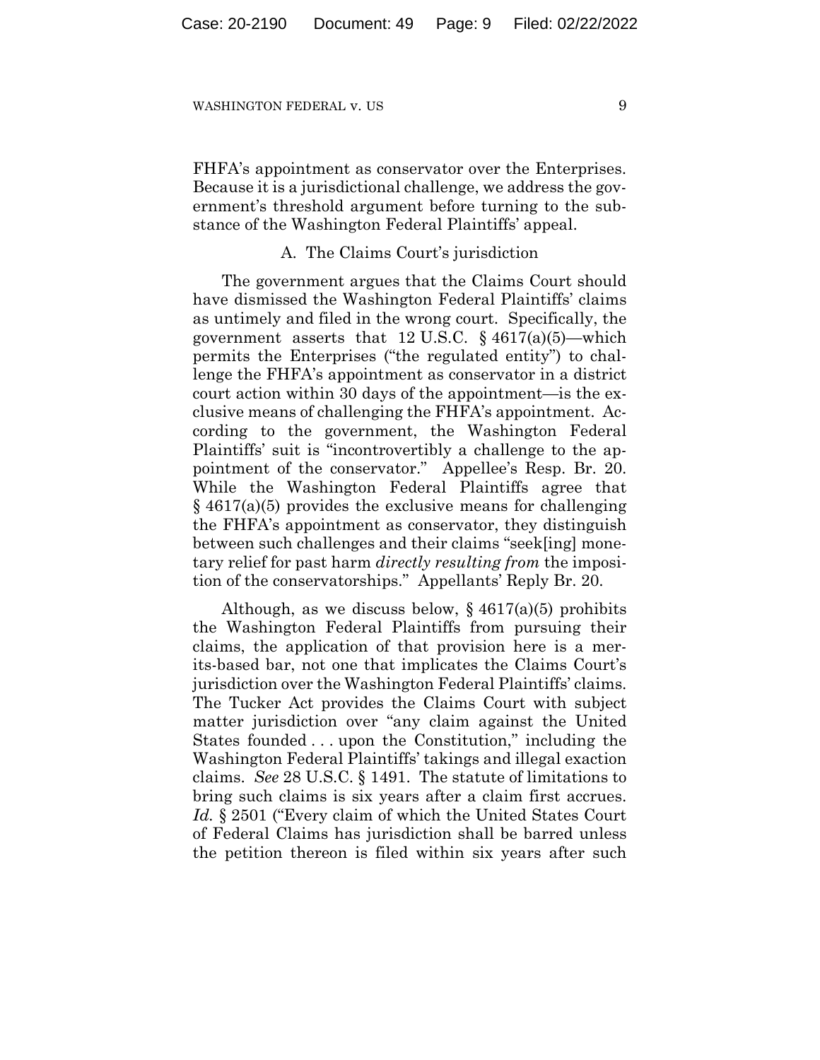FHFA's appointment as conservator over the Enterprises. Because it is a jurisdictional challenge, we address the government's threshold argument before turning to the substance of the Washington Federal Plaintiffs' appeal.

### A. The Claims Court's jurisdiction

The government argues that the Claims Court should have dismissed the Washington Federal Plaintiffs' claims as untimely and filed in the wrong court. Specifically, the government asserts that 12 U.S.C. § 4617(a)(5)—which permits the Enterprises ("the regulated entity") to challenge the FHFA's appointment as conservator in a district court action within 30 days of the appointment—is the exclusive means of challenging the FHFA's appointment. According to the government, the Washington Federal Plaintiffs' suit is "incontrovertibly a challenge to the appointment of the conservator." Appellee's Resp. Br. 20. While the Washington Federal Plaintiffs agree that § 4617(a)(5) provides the exclusive means for challenging the FHFA's appointment as conservator, they distinguish between such challenges and their claims "seek[ing] monetary relief for past harm *directly resulting from* the imposition of the conservatorships." Appellants' Reply Br. 20.

Although, as we discuss below, § 4617(a)(5) prohibits the Washington Federal Plaintiffs from pursuing their claims, the application of that provision here is a merits-based bar, not one that implicates the Claims Court's jurisdiction over the Washington Federal Plaintiffs' claims. The Tucker Act provides the Claims Court with subject matter jurisdiction over "any claim against the United States founded . . . upon the Constitution," including the Washington Federal Plaintiffs' takings and illegal exaction claims. *See* 28 U.S.C. § 1491. The statute of limitations to bring such claims is six years after a claim first accrues. *Id.* § 2501 ("Every claim of which the United States Court of Federal Claims has jurisdiction shall be barred unless the petition thereon is filed within six years after such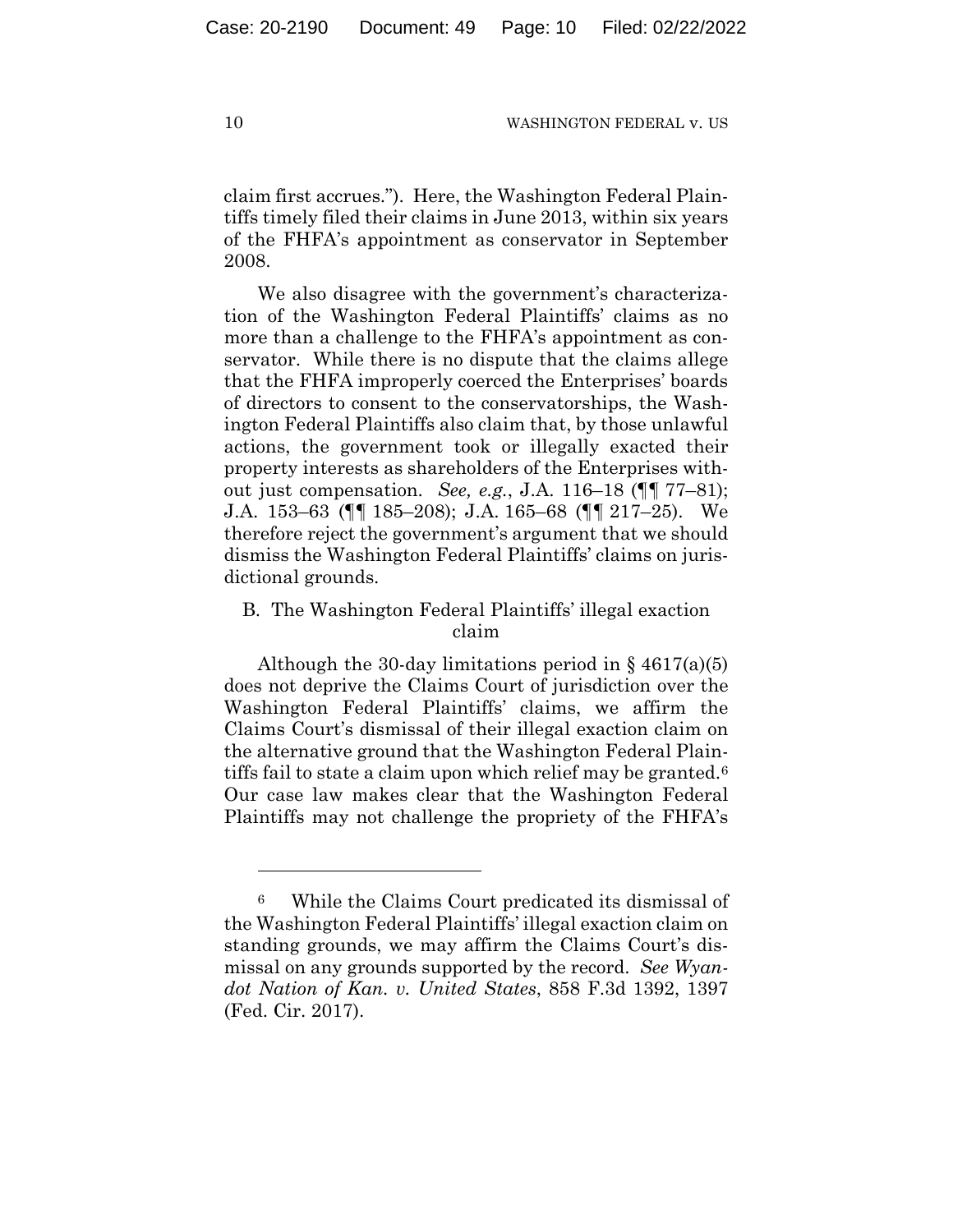claim first accrues."). Here, the Washington Federal Plaintiffs timely filed their claims in June 2013, within six years of the FHFA's appointment as conservator in September 2008.

We also disagree with the government's characterization of the Washington Federal Plaintiffs' claims as no more than a challenge to the FHFA's appointment as conservator. While there is no dispute that the claims allege that the FHFA improperly coerced the Enterprises' boards of directors to consent to the conservatorships, the Washington Federal Plaintiffs also claim that, by those unlawful actions, the government took or illegally exacted their property interests as shareholders of the Enterprises without just compensation. *See, e.g.*, J.A. 116–18 (¶¶ 77–81); J.A. 153–63 (¶¶ 185–208); J.A. 165–68 (¶¶ 217–25). We therefore reject the government's argument that we should dismiss the Washington Federal Plaintiffs' claims on jurisdictional grounds.

### B. The Washington Federal Plaintiffs' illegal exaction claim

Although the 30-day limitations period in § 4617(a)(5) does not deprive the Claims Court of jurisdiction over the Washington Federal Plaintiffs' claims, we affirm the Claims Court's dismissal of their illegal exaction claim on the alternative ground that the Washington Federal Plaintiffs fail to state a claim upon which relief may be granted.[6] Our case law makes clear that the Washington Federal Plaintiffs may not challenge the propriety of the FHFA's

---

[6] While the Claims Court predicated its dismissal of the Washington Federal Plaintiffs' illegal exaction claim on standing grounds, we may affirm the Claims Court's dismissal on any grounds supported by the record. *See Wyandot Nation of Kan. v. United States*, 858 F.3d 1392, 1397 (Fed. Cir. 2017).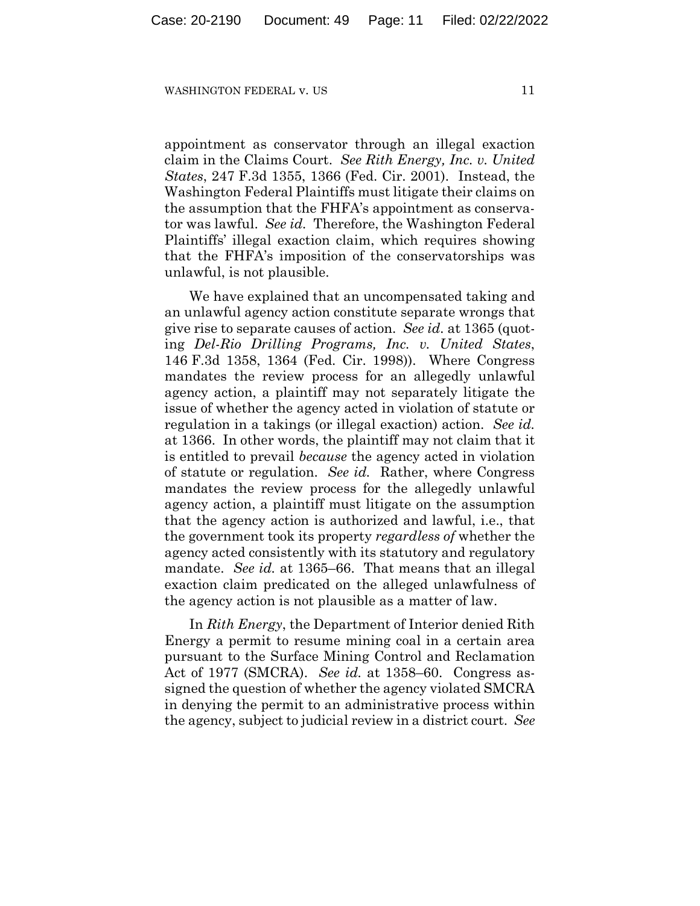appointment as conservator through an illegal exaction claim in the Claims Court. *See Rith Energy, Inc. v. United States*, 247 F.3d 1355, 1366 (Fed. Cir. 2001). Instead, the Washington Federal Plaintiffs must litigate their claims on the assumption that the FHFA's appointment as conservator was lawful. *See id.* Therefore, the Washington Federal Plaintiffs' illegal exaction claim, which requires showing that the FHFA's imposition of the conservatorships was unlawful, is not plausible.

We have explained that an uncompensated taking and an unlawful agency action constitute separate wrongs that give rise to separate causes of action. *See id.* at 1365 (quoting *Del-Rio Drilling Programs, Inc. v. United States*, 146 F.3d 1358, 1364 (Fed. Cir. 1998)). Where Congress mandates the review process for an allegedly unlawful agency action, a plaintiff may not separately litigate the issue of whether the agency acted in violation of statute or regulation in a takings (or illegal exaction) action. *See id.* at 1366. In other words, the plaintiff may not claim that it is entitled to prevail *because* the agency acted in violation of statute or regulation. *See id.* Rather, where Congress mandates the review process for the allegedly unlawful agency action, a plaintiff must litigate on the assumption that the agency action is authorized and lawful, i.e., that the government took its property *regardless of* whether the agency acted consistently with its statutory and regulatory mandate. *See id.* at 1365–66. That means that an illegal exaction claim predicated on the alleged unlawfulness of the agency action is not plausible as a matter of law.

In *Rith Energy*, the Department of Interior denied Rith Energy a permit to resume mining coal in a certain area pursuant to the Surface Mining Control and Reclamation Act of 1977 (SMCRA). *See id.* at 1358–60. Congress assigned the question of whether the agency violated SMCRA in denying the permit to an administrative process within the agency, subject to judicial review in a district court. *See*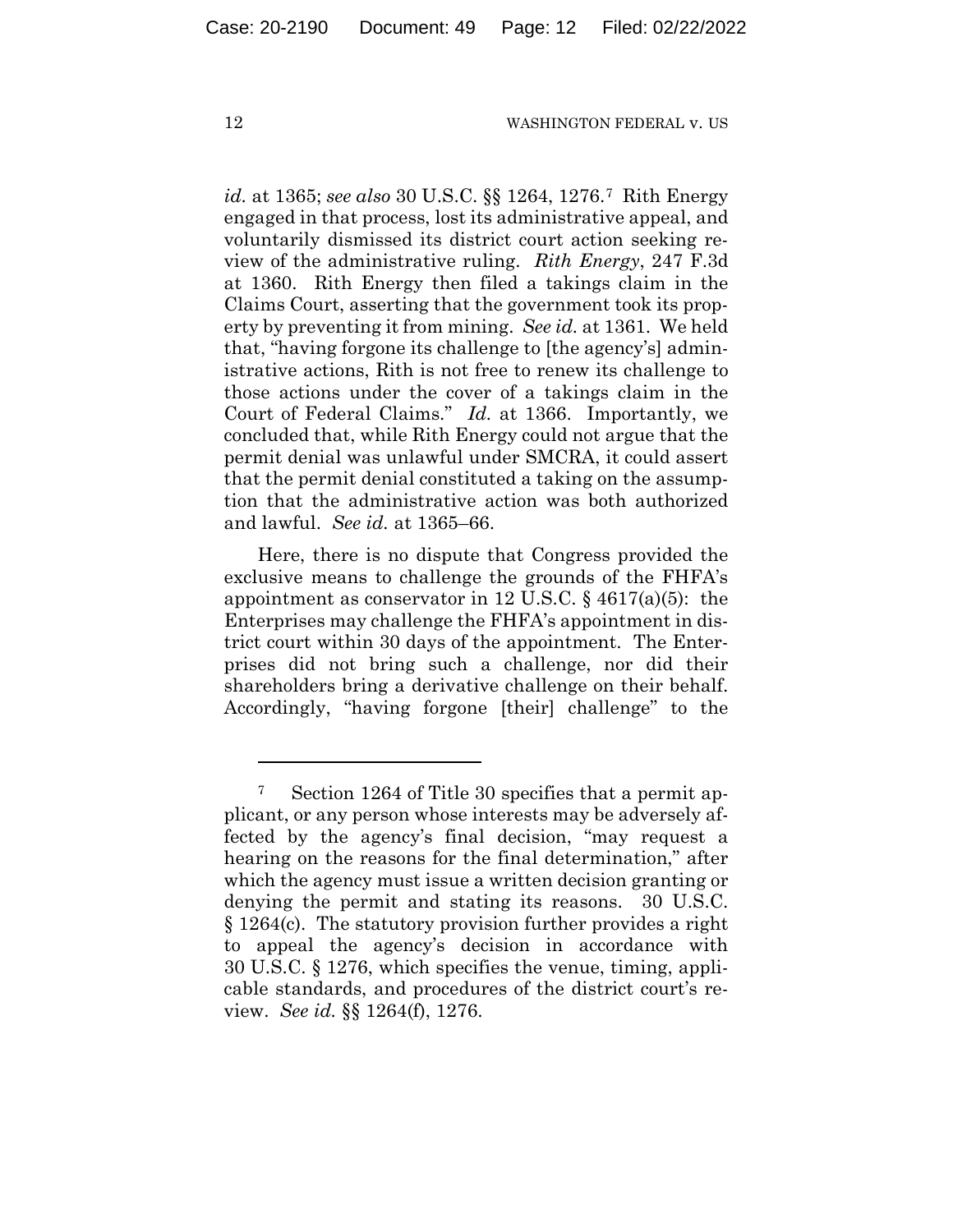*id.* at 1365; *see also* 30 U.S.C. §§ 1264, 1276.[7] Rith Energy engaged in that process, lost its administrative appeal, and voluntarily dismissed its district court action seeking review of the administrative ruling. *Rith Energy*, 247 F.3d at 1360. Rith Energy then filed a takings claim in the Claims Court, asserting that the government took its property by preventing it from mining. *See id.* at 1361. We held that, "having forgone its challenge to [the agency's] administrative actions, Rith is not free to renew its challenge to those actions under the cover of a takings claim in the Court of Federal Claims." *Id.* at 1366. Importantly, we concluded that, while Rith Energy could not argue that the permit denial was unlawful under SMCRA, it could assert that the permit denial constituted a taking on the assumption that the administrative action was both authorized and lawful. *See id.* at 1365–66.

Here, there is no dispute that Congress provided the exclusive means to challenge the grounds of the FHFA's appointment as conservator in 12 U.S.C. § 4617(a)(5): the Enterprises may challenge the FHFA's appointment in district court within 30 days of the appointment. The Enterprises did not bring such a challenge, nor did their shareholders bring a derivative challenge on their behalf. Accordingly, "having forgone [their] challenge" to the

---

[7] Section 1264 of Title 30 specifies that a permit applicant, or any person whose interests may be adversely affected by the agency's final decision, "may request a hearing on the reasons for the final determination," after which the agency must issue a written decision granting or denying the permit and stating its reasons. 30 U.S.C. § 1264(c). The statutory provision further provides a right to appeal the agency's decision in accordance with 30 U.S.C. § 1276, which specifies the venue, timing, applicable standards, and procedures of the district court's review. *See id.* §§ 1264(f), 1276.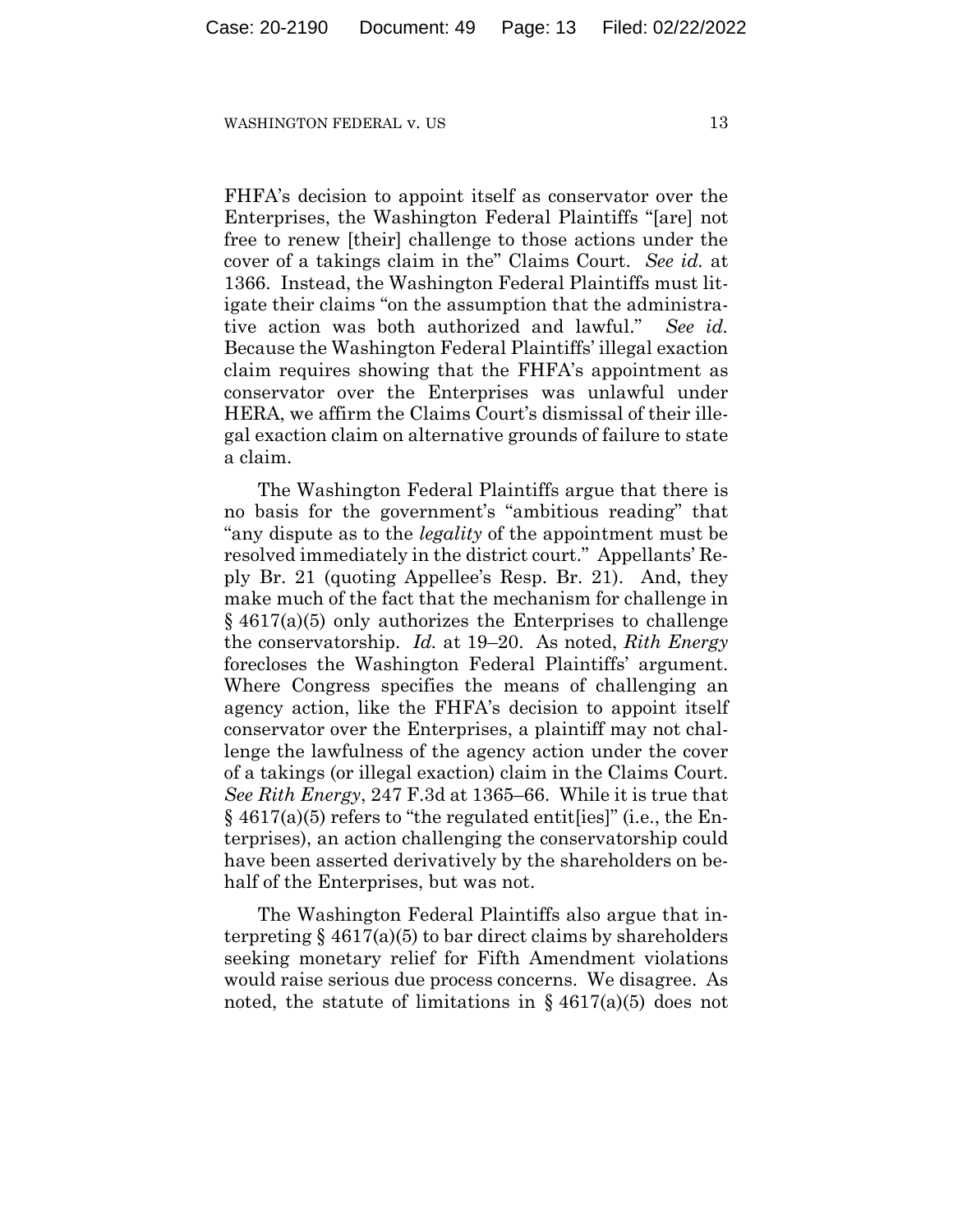FHFA's decision to appoint itself as conservator over the Enterprises, the Washington Federal Plaintiffs "[are] not free to renew [their] challenge to those actions under the cover of a takings claim in the" Claims Court. *See id.* at 1366. Instead, the Washington Federal Plaintiffs must litigate their claims "on the assumption that the administrative action was both authorized and lawful." *See id.* Because the Washington Federal Plaintiffs' illegal exaction claim requires showing that the FHFA's appointment as conservator over the Enterprises was unlawful under HERA, we affirm the Claims Court's dismissal of their illegal exaction claim on alternative grounds of failure to state a claim.

The Washington Federal Plaintiffs argue that there is no basis for the government's "ambitious reading" that "any dispute as to the *legality* of the appointment must be resolved immediately in the district court." Appellants' Reply Br. 21 (quoting Appellee's Resp. Br. 21). And, they make much of the fact that the mechanism for challenge in § 4617(a)(5) only authorizes the Enterprises to challenge the conservatorship. *Id.* at 19–20. As noted, *Rith Energy* forecloses the Washington Federal Plaintiffs' argument. Where Congress specifies the means of challenging an agency action, like the FHFA's decision to appoint itself conservator over the Enterprises, a plaintiff may not challenge the lawfulness of the agency action under the cover of a takings (or illegal exaction) claim in the Claims Court. *See Rith Energy*, 247 F.3d at 1365–66. While it is true that § 4617(a)(5) refers to "the regulated entit[ies]" (i.e., the Enterprises), an action challenging the conservatorship could have been asserted derivatively by the shareholders on behalf of the Enterprises, but was not.

The Washington Federal Plaintiffs also argue that interpreting § 4617(a)(5) to bar direct claims by shareholders seeking monetary relief for Fifth Amendment violations would raise serious due process concerns. We disagree. As noted, the statute of limitations in § 4617(a)(5) does not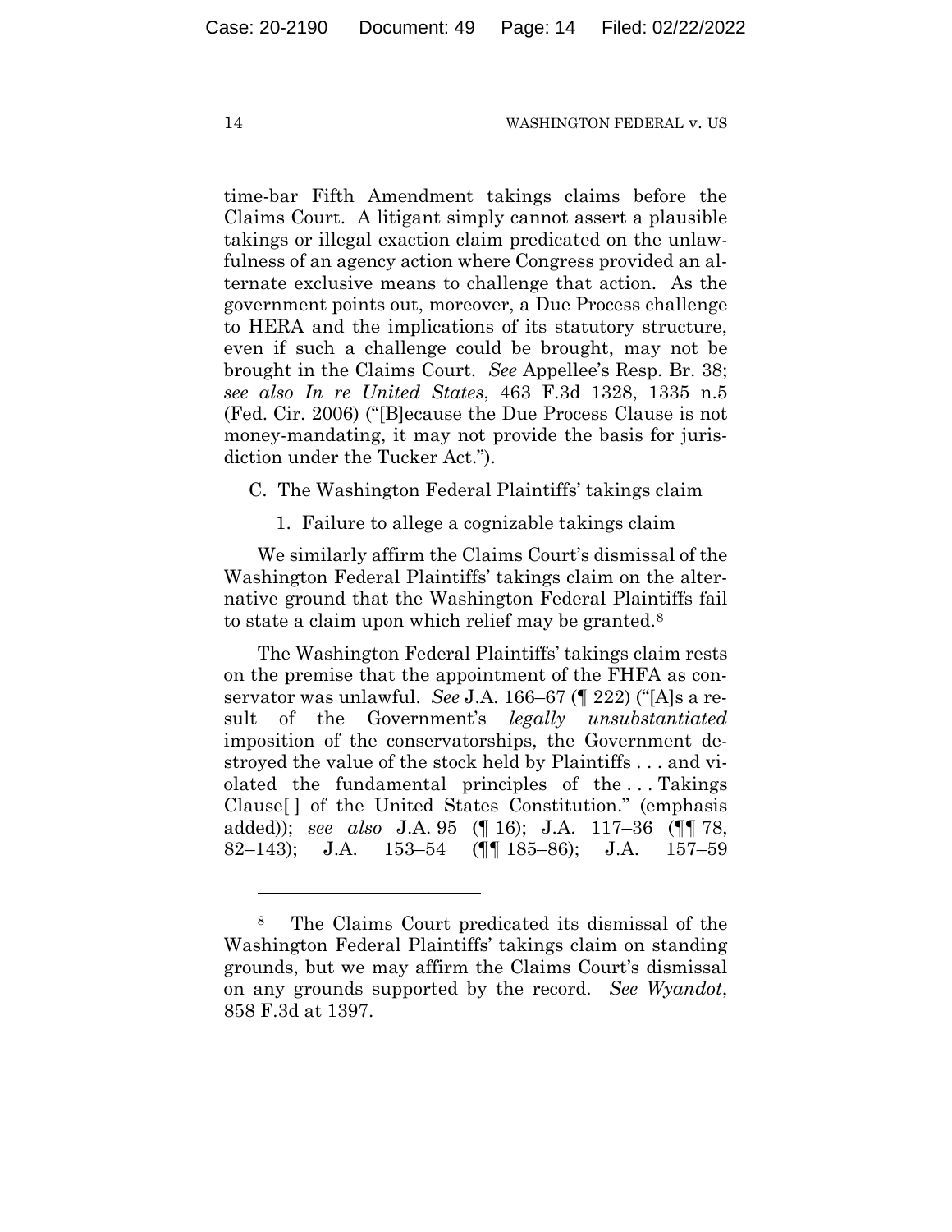time-bar Fifth Amendment takings claims before the Claims Court. A litigant simply cannot assert a plausible takings or illegal exaction claim predicated on the unlawfulness of an agency action where Congress provided an alternate exclusive means to challenge that action. As the government points out, moreover, a Due Process challenge to HERA and the implications of its statutory structure, even if such a challenge could be brought, may not be brought in the Claims Court. *See* Appellee's Resp. Br. 38; *see also In re United States*, 463 F.3d 1328, 1335 n.5 (Fed. Cir. 2006) ("[B]ecause the Due Process Clause is not money-mandating, it may not provide the basis for jurisdiction under the Tucker Act.").

C. The Washington Federal Plaintiffs' takings claim

1. Failure to allege a cognizable takings claim

We similarly affirm the Claims Court's dismissal of the Washington Federal Plaintiffs' takings claim on the alternative ground that the Washington Federal Plaintiffs fail to state a claim upon which relief may be granted.[8]

The Washington Federal Plaintiffs' takings claim rests on the premise that the appointment of the FHFA as conservator was unlawful. *See* J.A. 166–67 (¶ 222) ("[A]s a result of the Government's *legally unsubstantiated* imposition of the conservatorships, the Government destroyed the value of the stock held by Plaintiffs . . . and violated the fundamental principles of the . . . Takings Clause[ ] of the United States Constitution." (emphasis added)); *see also* J.A. 95 (¶ 16); J.A. 117–36 (¶¶ 78, 82–143); J.A. 153–54 (¶¶ 185–86); J.A. 157–59

[8] The Claims Court predicated its dismissal of the Washington Federal Plaintiffs' takings claim on standing grounds, but we may affirm the Claims Court's dismissal on any grounds supported by the record. *See Wyandot*, 858 F.3d at 1397.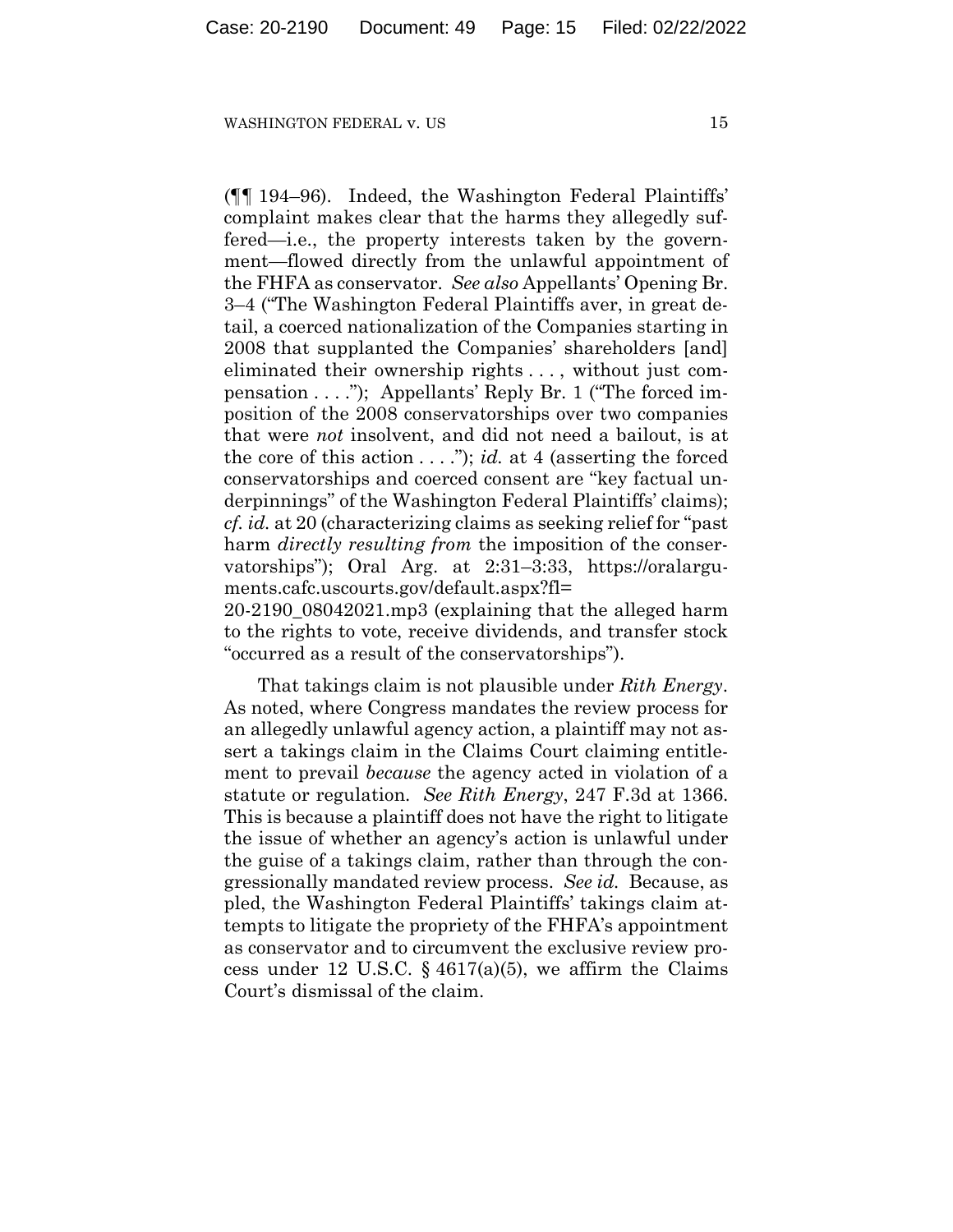(¶¶ 194–96). Indeed, the Washington Federal Plaintiffs' complaint makes clear that the harms they allegedly suffered—i.e., the property interests taken by the government—flowed directly from the unlawful appointment of the FHFA as conservator. *See also* Appellants' Opening Br. 3–4 ("The Washington Federal Plaintiffs aver, in great detail, a coerced nationalization of the Companies starting in 2008 that supplanted the Companies' shareholders [and] eliminated their ownership rights . . . , without just compensation . . . ."); Appellants' Reply Br. 1 ("The forced imposition of the 2008 conservatorships over two companies that were *not* insolvent, and did not need a bailout, is at the core of this action . . . ."); *id.* at 4 (asserting the forced conservatorships and coerced consent are "key factual underpinnings" of the Washington Federal Plaintiffs' claims); *cf. id.* at 20 (characterizing claims as seeking relief for "past harm *directly resulting from* the imposition of the conservatorships"); Oral Arg. at 2:31–3:33, https://oralarguments.cafc.uscourts.gov/default.aspx?fl=20-2190_08042021.mp3 (explaining that the alleged harm to the rights to vote, receive dividends, and transfer stock "occurred as a result of the conservatorships").

That takings claim is not plausible under *Rith Energy*. As noted, where Congress mandates the review process for an allegedly unlawful agency action, a plaintiff may not assert a takings claim in the Claims Court claiming entitlement to prevail *because* the agency acted in violation of a statute or regulation. *See Rith Energy*, 247 F.3d at 1366. This is because a plaintiff does not have the right to litigate the issue of whether an agency's action is unlawful under the guise of a takings claim, rather than through the congressionally mandated review process. *See id.* Because, as pled, the Washington Federal Plaintiffs' takings claim attempts to litigate the propriety of the FHFA's appointment as conservator and to circumvent the exclusive review process under 12 U.S.C. § 4617(a)(5), we affirm the Claims Court's dismissal of the claim.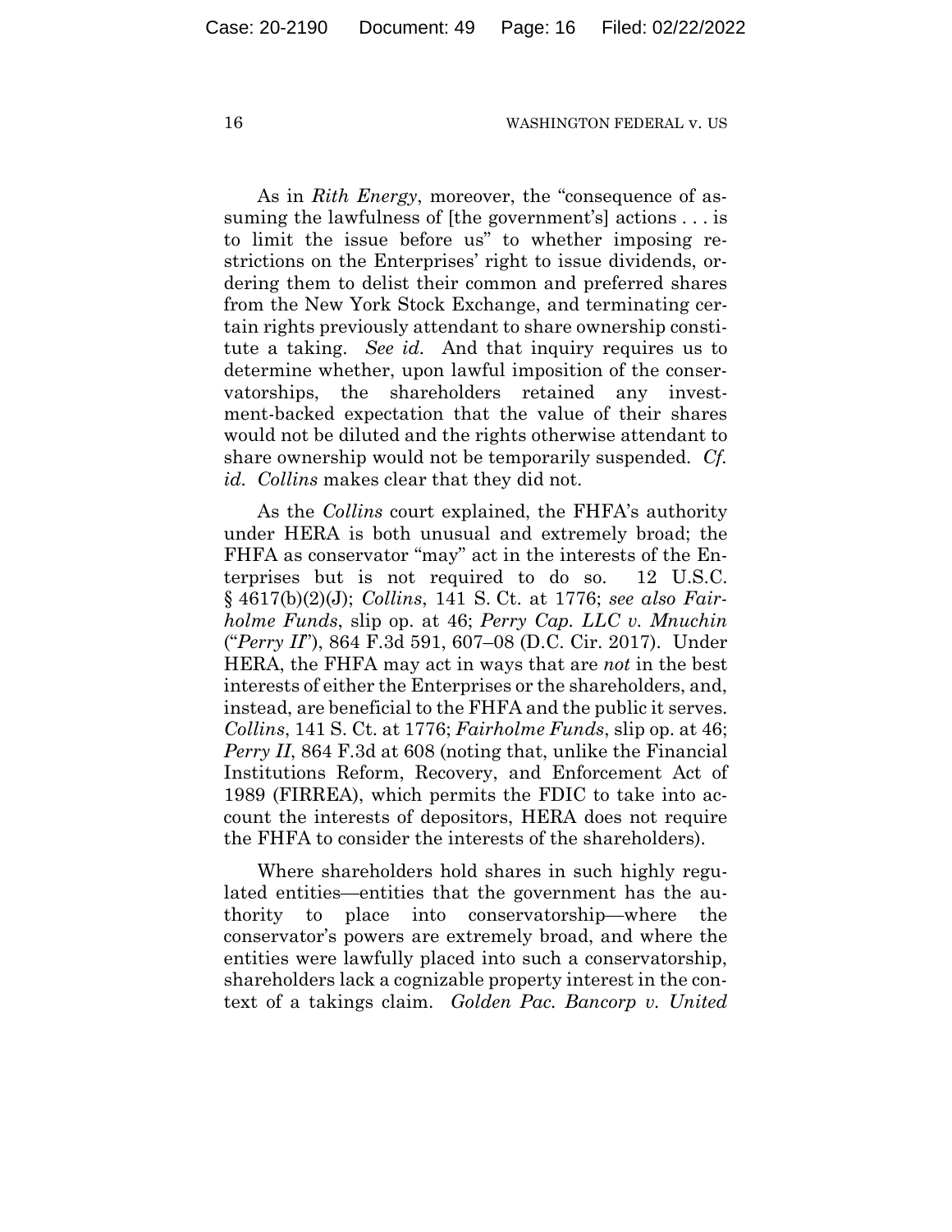As in *Rith Energy*, moreover, the "consequence of assuming the lawfulness of [the government's] actions . . . is to limit the issue before us" to whether imposing restrictions on the Enterprises' right to issue dividends, ordering them to delist their common and preferred shares from the New York Stock Exchange, and terminating certain rights previously attendant to share ownership constitute a taking. *See id.* And that inquiry requires us to determine whether, upon lawful imposition of the conservatorships, the shareholders retained any investment-backed expectation that the value of their shares would not be diluted and the rights otherwise attendant to share ownership would not be temporarily suspended. *Cf. id.* *Collins* makes clear that they did not.

As the *Collins* court explained, the FHFA's authority under HERA is both unusual and extremely broad; the FHFA as conservator "may" act in the interests of the Enterprises but is not required to do so. 12 U.S.C. § 4617(b)(2)(J); *Collins*, 141 S. Ct. at 1776; *see also Fairholme Funds*, slip op. at 46; *Perry Cap. LLC v. Mnuchin* ("*Perry II*"), 864 F.3d 591, 607–08 (D.C. Cir. 2017). Under HERA, the FHFA may act in ways that are *not* in the best interests of either the Enterprises or the shareholders, and, instead, are beneficial to the FHFA and the public it serves. *Collins*, 141 S. Ct. at 1776; *Fairholme Funds*, slip op. at 46; *Perry II*, 864 F.3d at 608 (noting that, unlike the Financial Institutions Reform, Recovery, and Enforcement Act of 1989 (FIRREA), which permits the FDIC to take into account the interests of depositors, HERA does not require the FHFA to consider the interests of the shareholders).

Where shareholders hold shares in such highly regulated entities—entities that the government has the authority to place into conservatorship—where the conservator's powers are extremely broad, and where the entities were lawfully placed into such a conservatorship, shareholders lack a cognizable property interest in the context of a takings claim. *Golden Pac. Bancorp v. United*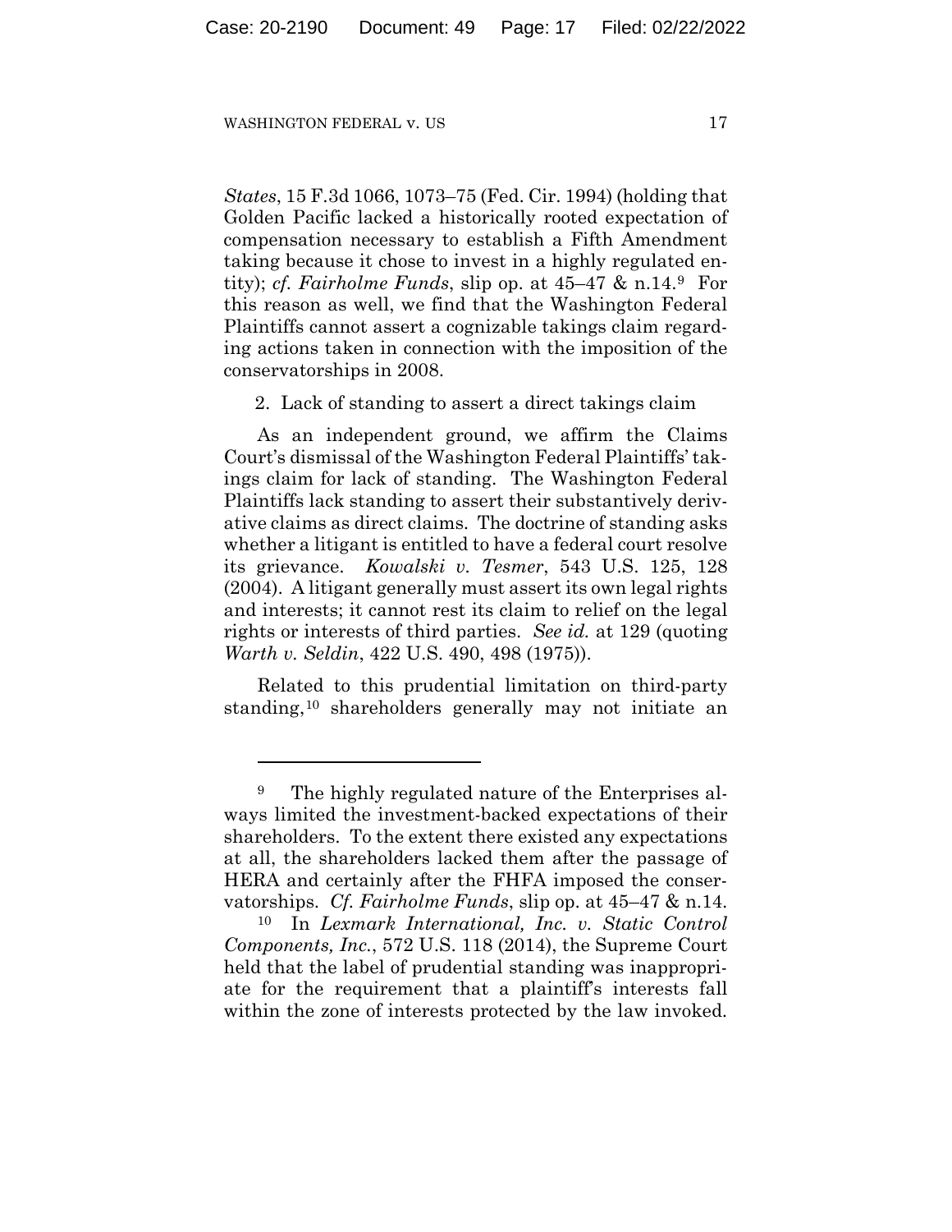*States*, 15 F.3d 1066, 1073–75 (Fed. Cir. 1994) (holding that Golden Pacific lacked a historically rooted expectation of compensation necessary to establish a Fifth Amendment taking because it chose to invest in a highly regulated entity); *cf. Fairholme Funds*, slip op. at 45–47 & n.14.[9] For this reason as well, we find that the Washington Federal Plaintiffs cannot assert a cognizable takings claim regarding actions taken in connection with the imposition of the conservatorships in 2008.

2. Lack of standing to assert a direct takings claim

As an independent ground, we affirm the Claims Court's dismissal of the Washington Federal Plaintiffs' takings claim for lack of standing. The Washington Federal Plaintiffs lack standing to assert their substantively derivative claims as direct claims. The doctrine of standing asks whether a litigant is entitled to have a federal court resolve its grievance. *Kowalski v. Tesmer*, 543 U.S. 125, 128 (2004). A litigant generally must assert its own legal rights and interests; it cannot rest its claim to relief on the legal rights or interests of third parties. *See id.* at 129 (quoting *Warth v. Seldin*, 422 U.S. 490, 498 (1975)).

Related to this prudential limitation on third-party standing,[10] shareholders generally may not initiate an

---

[9] The highly regulated nature of the Enterprises always limited the investment-backed expectations of their shareholders. To the extent there existed any expectations at all, the shareholders lacked them after the passage of HERA and certainly after the FHFA imposed the conservatorships. *Cf. Fairholme Funds*, slip op. at 45–47 & n.14.

[10] In *Lexmark International, Inc. v. Static Control Components, Inc.*, 572 U.S. 118 (2014), the Supreme Court held that the label of prudential standing was inappropriate for the requirement that a plaintiff's interests fall within the zone of interests protected by the law invoked.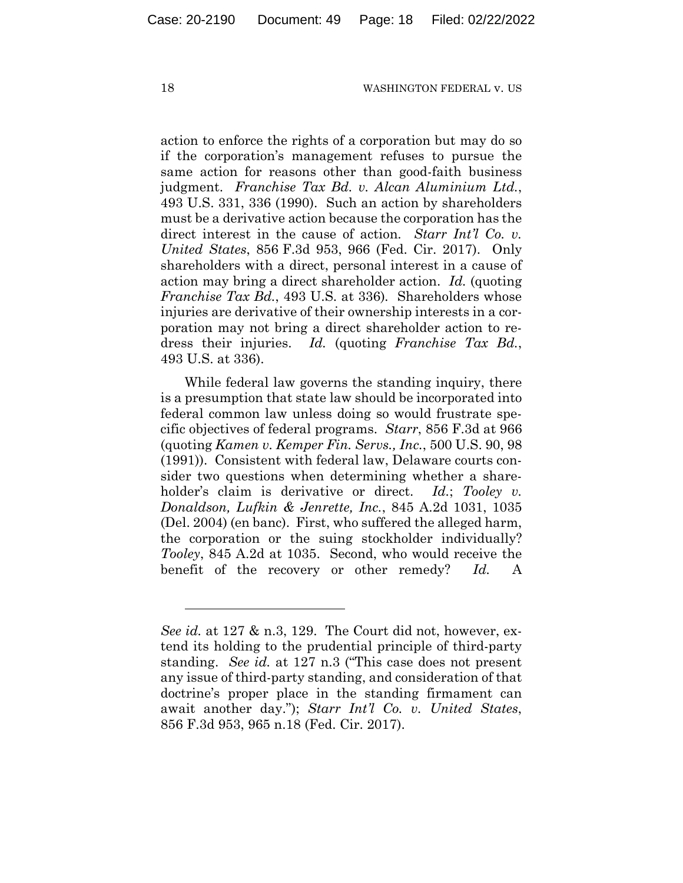action to enforce the rights of a corporation but may do so if the corporation's management refuses to pursue the same action for reasons other than good-faith business judgment. *Franchise Tax Bd. v. Alcan Aluminium Ltd.*, 493 U.S. 331, 336 (1990). Such an action by shareholders must be a derivative action because the corporation has the direct interest in the cause of action. *Starr Int'l Co. v. United States*, 856 F.3d 953, 966 (Fed. Cir. 2017). Only shareholders with a direct, personal interest in a cause of action may bring a direct shareholder action. *Id.* (quoting *Franchise Tax Bd.*, 493 U.S. at 336). Shareholders whose injuries are derivative of their ownership interests in a corporation may not bring a direct shareholder action to redress their injuries. *Id.* (quoting *Franchise Tax Bd.*, 493 U.S. at 336).

While federal law governs the standing inquiry, there is a presumption that state law should be incorporated into federal common law unless doing so would frustrate specific objectives of federal programs. *Starr*, 856 F.3d at 966 (quoting *Kamen v. Kemper Fin. Servs., Inc.*, 500 U.S. 90, 98 (1991)). Consistent with federal law, Delaware courts consider two questions when determining whether a shareholder's claim is derivative or direct. *Id.*; *Tooley v. Donaldson, Lufkin & Jenrette, Inc.*, 845 A.2d 1031, 1035 (Del. 2004) (en banc). First, who suffered the alleged harm, the corporation or the suing stockholder individually? *Tooley*, 845 A.2d at 1035. Second, who would receive the benefit of the recovery or other remedy? *Id.* A

---

*See id.* at 127 & n.3, 129. The Court did not, however, extend its holding to the prudential principle of third-party standing. *See id.* at 127 n.3 ("This case does not present any issue of third-party standing, and consideration of that doctrine's proper place in the standing firmament can await another day."); *Starr Int'l Co. v. United States*, 856 F.3d 953, 965 n.18 (Fed. Cir. 2017).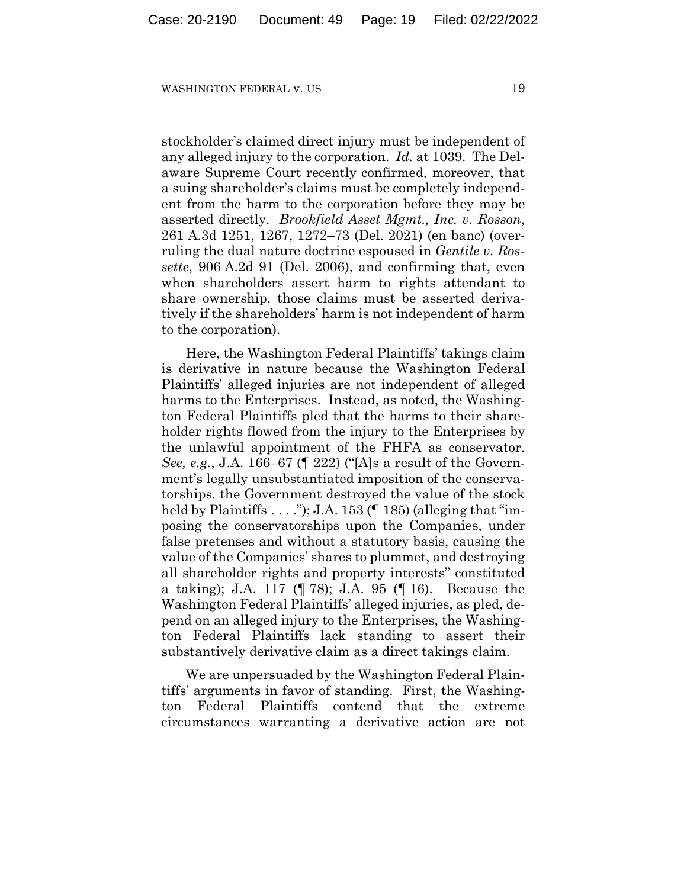stockholder's claimed direct injury must be independent of any alleged injury to the corporation. *Id.* at 1039. The Delaware Supreme Court recently confirmed, moreover, that a suing shareholder's claims must be completely independent from the harm to the corporation before they may be asserted directly. *Brookfield Asset Mgmt., Inc. v. Rosson*, 261 A.3d 1251, 1267, 1272–73 (Del. 2021) (en banc) (overruling the dual nature doctrine espoused in *Gentile v. Rossette*, 906 A.2d 91 (Del. 2006), and confirming that, even when shareholders assert harm to rights attendant to share ownership, those claims must be asserted derivatively if the shareholders' harm is not independent of harm to the corporation).

Here, the Washington Federal Plaintiffs' takings claim is derivative in nature because the Washington Federal Plaintiffs' alleged injuries are not independent of alleged harms to the Enterprises. Instead, as noted, the Washington Federal Plaintiffs pled that the harms to their shareholder rights flowed from the injury to the Enterprises by the unlawful appointment of the FHFA as conservator. *See, e.g.*, J.A. 166–67 (¶ 222) ("[A]s a result of the Government's legally unsubstantiated imposition of the conservatorships, the Government destroyed the value of the stock held by Plaintiffs . . . ."); J.A. 153 (¶ 185) (alleging that "imposing the conservatorships upon the Companies, under false pretenses and without a statutory basis, causing the value of the Companies' shares to plummet, and destroying all shareholder rights and property interests" constituted a taking); J.A. 117 (¶ 78); J.A. 95 (¶ 16). Because the Washington Federal Plaintiffs' alleged injuries, as pled, depend on an alleged injury to the Enterprises, the Washington Federal Plaintiffs lack standing to assert their substantively derivative claim as a direct takings claim.

We are unpersuaded by the Washington Federal Plaintiffs' arguments in favor of standing. First, the Washington Federal Plaintiffs contend that the extreme circumstances warranting a derivative action are not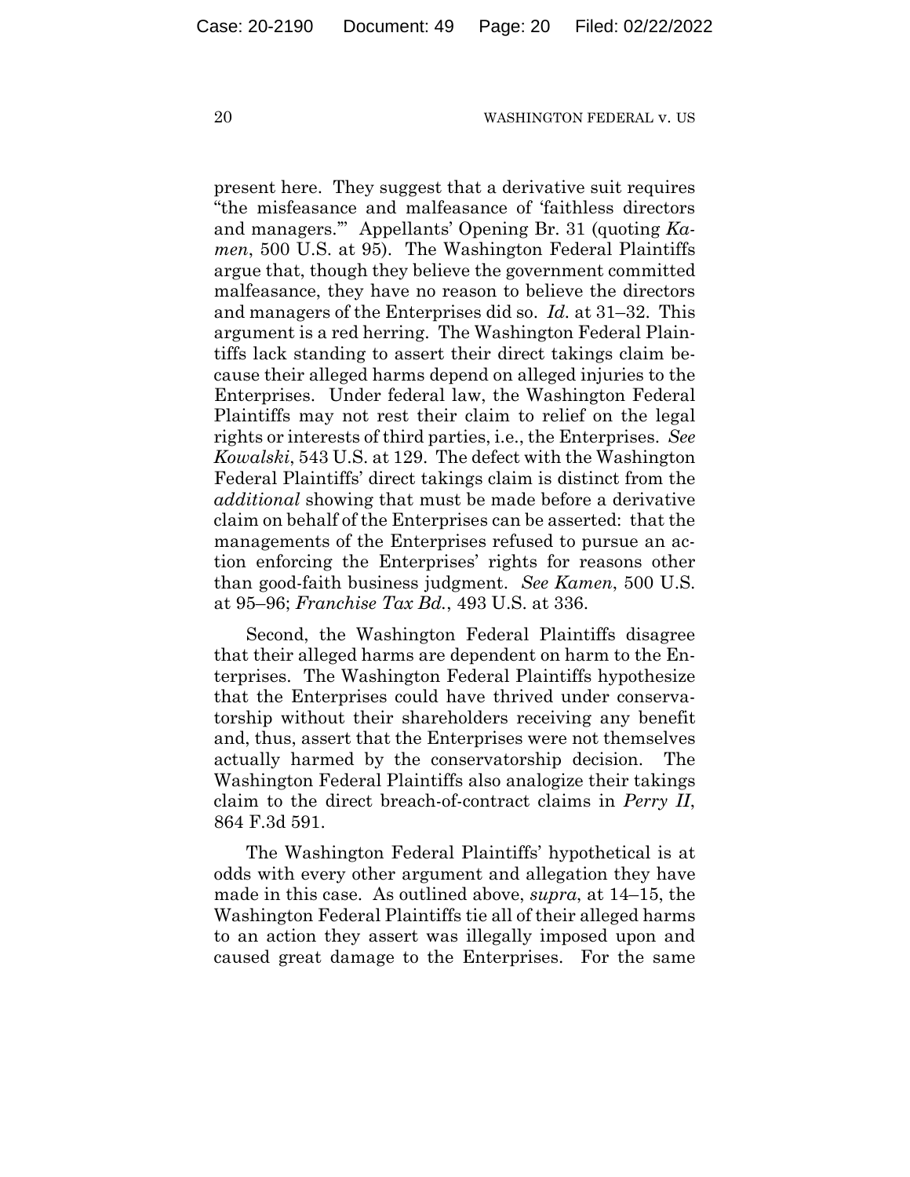present here. They suggest that a derivative suit requires "the misfeasance and malfeasance of 'faithless directors and managers.'" Appellants' Opening Br. 31 (quoting *Kamen*, 500 U.S. at 95). The Washington Federal Plaintiffs argue that, though they believe the government committed malfeasance, they have no reason to believe the directors and managers of the Enterprises did so. *Id.* at 31–32. This argument is a red herring. The Washington Federal Plaintiffs lack standing to assert their direct takings claim because their alleged harms depend on alleged injuries to the Enterprises. Under federal law, the Washington Federal Plaintiffs may not rest their claim to relief on the legal rights or interests of third parties, i.e., the Enterprises. *See Kowalski*, 543 U.S. at 129. The defect with the Washington Federal Plaintiffs' direct takings claim is distinct from the *additional* showing that must be made before a derivative claim on behalf of the Enterprises can be asserted: that the managements of the Enterprises refused to pursue an action enforcing the Enterprises' rights for reasons other than good-faith business judgment. *See Kamen*, 500 U.S. at 95–96; *Franchise Tax Bd.*, 493 U.S. at 336.

Second, the Washington Federal Plaintiffs disagree that their alleged harms are dependent on harm to the Enterprises. The Washington Federal Plaintiffs hypothesize that the Enterprises could have thrived under conservatorship without their shareholders receiving any benefit and, thus, assert that the Enterprises were not themselves actually harmed by the conservatorship decision. The Washington Federal Plaintiffs also analogize their takings claim to the direct breach-of-contract claims in *Perry II*, 864 F.3d 591.

The Washington Federal Plaintiffs' hypothetical is at odds with every other argument and allegation they have made in this case. As outlined above, *supra*, at 14–15, the Washington Federal Plaintiffs tie all of their alleged harms to an action they assert was illegally imposed upon and caused great damage to the Enterprises. For the same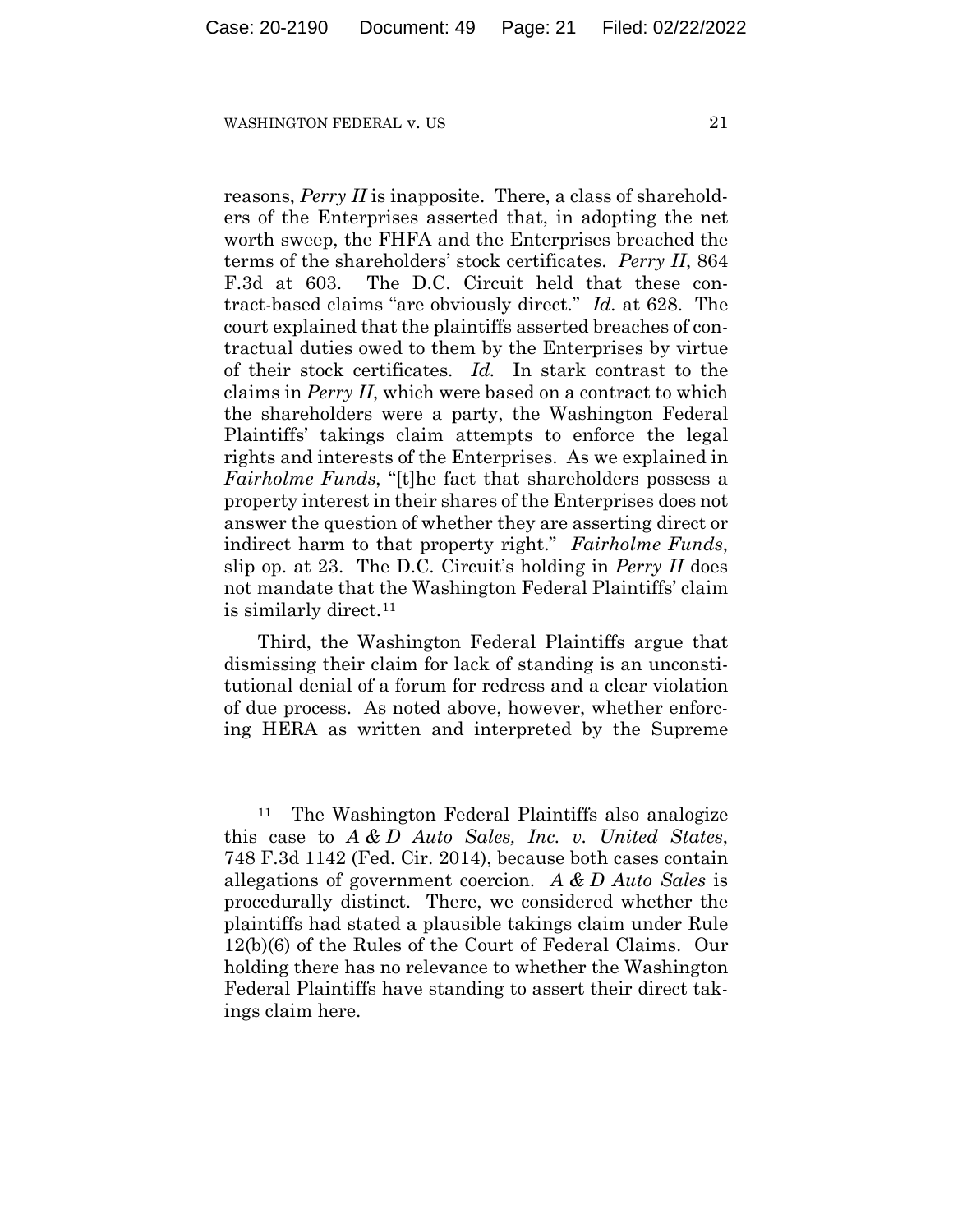reasons, *Perry II* is inapposite. There, a class of shareholders of the Enterprises asserted that, in adopting the net worth sweep, the FHFA and the Enterprises breached the terms of the shareholders' stock certificates. *Perry II*, 864 F.3d at 603. The D.C. Circuit held that these contract-based claims "are obviously direct." *Id.* at 628. The court explained that the plaintiffs asserted breaches of contractual duties owed to them by the Enterprises by virtue of their stock certificates. *Id.* In stark contrast to the claims in *Perry II*, which were based on a contract to which the shareholders were a party, the Washington Federal Plaintiffs' takings claim attempts to enforce the legal rights and interests of the Enterprises. As we explained in *Fairholme Funds*, "[t]he fact that shareholders possess a property interest in their shares of the Enterprises does not answer the question of whether they are asserting direct or indirect harm to that property right." *Fairholme Funds*, slip op. at 23. The D.C. Circuit's holding in *Perry II* does not mandate that the Washington Federal Plaintiffs' claim is similarly direct.[11]

Third, the Washington Federal Plaintiffs argue that dismissing their claim for lack of standing is an unconstitutional denial of a forum for redress and a clear violation of due process. As noted above, however, whether enforcing HERA as written and interpreted by the Supreme

---

[11] The Washington Federal Plaintiffs also analogize this case to *A & D Auto Sales, Inc. v. United States*, 748 F.3d 1142 (Fed. Cir. 2014), because both cases contain allegations of government coercion. *A & D Auto Sales* is procedurally distinct. There, we considered whether the plaintiffs had stated a plausible takings claim under Rule 12(b)(6) of the Rules of the Court of Federal Claims. Our holding there has no relevance to whether the Washington Federal Plaintiffs have standing to assert their direct takings claim here.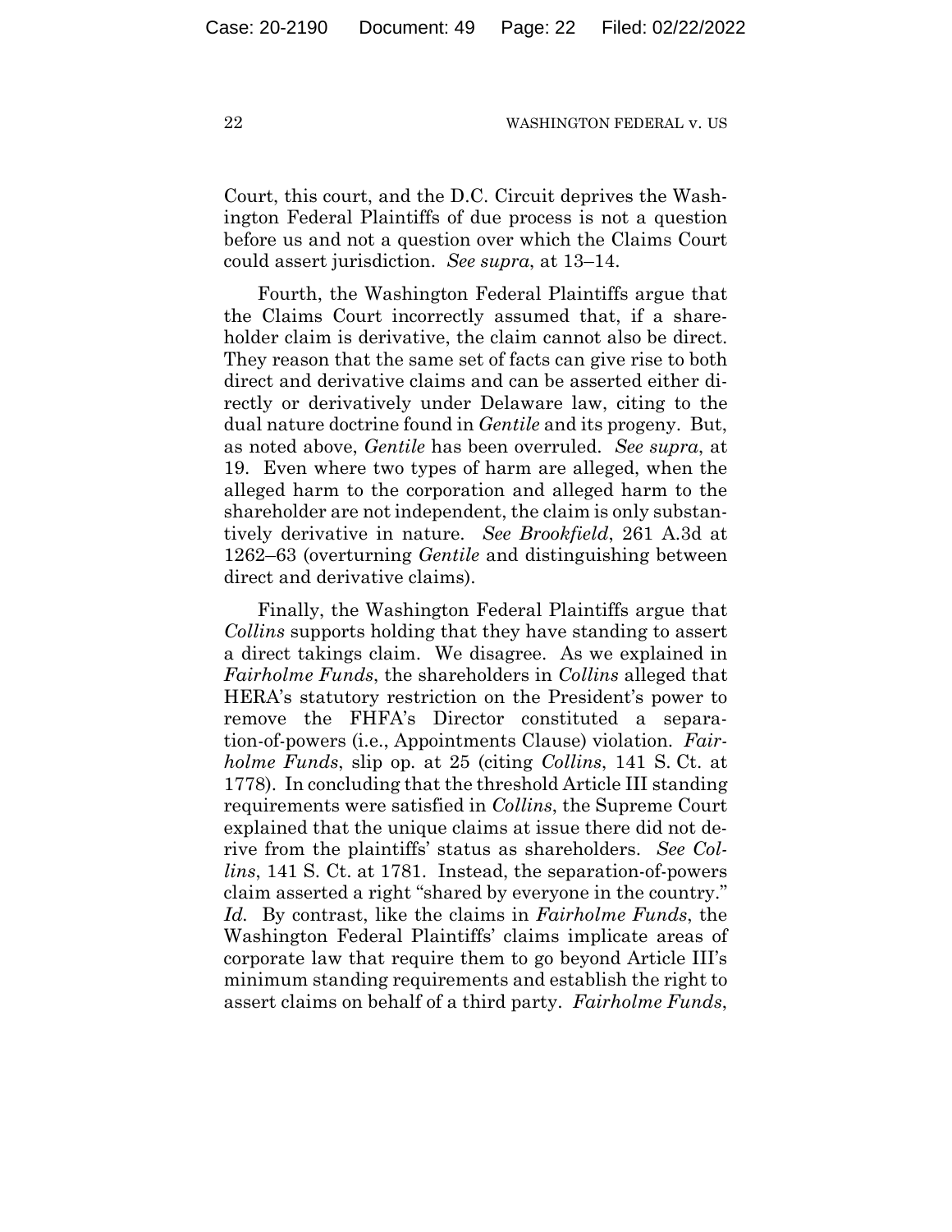Court, this court, and the D.C. Circuit deprives the Washington Federal Plaintiffs of due process is not a question before us and not a question over which the Claims Court could assert jurisdiction. *See supra*, at 13–14.

Fourth, the Washington Federal Plaintiffs argue that the Claims Court incorrectly assumed that, if a shareholder claim is derivative, the claim cannot also be direct. They reason that the same set of facts can give rise to both direct and derivative claims and can be asserted either directly or derivatively under Delaware law, citing to the dual nature doctrine found in *Gentile* and its progeny. But, as noted above, *Gentile* has been overruled. *See supra*, at 19. Even where two types of harm are alleged, when the alleged harm to the corporation and alleged harm to the shareholder are not independent, the claim is only substantively derivative in nature. *See Brookfield*, 261 A.3d at 1262–63 (overturning *Gentile* and distinguishing between direct and derivative claims).

Finally, the Washington Federal Plaintiffs argue that *Collins* supports holding that they have standing to assert a direct takings claim. We disagree. As we explained in *Fairholme Funds*, the shareholders in *Collins* alleged that HERA's statutory restriction on the President's power to remove the FHFA's Director constituted a separation-of-powers (i.e., Appointments Clause) violation. *Fairholme Funds*, slip op. at 25 (citing *Collins*, 141 S. Ct. at 1778). In concluding that the threshold Article III standing requirements were satisfied in *Collins*, the Supreme Court explained that the unique claims at issue there did not derive from the plaintiffs' status as shareholders. *See Collins*, 141 S. Ct. at 1781. Instead, the separation-of-powers claim asserted a right "shared by everyone in the country." *Id.* By contrast, like the claims in *Fairholme Funds*, the Washington Federal Plaintiffs' claims implicate areas of corporate law that require them to go beyond Article III's minimum standing requirements and establish the right to assert claims on behalf of a third party. *Fairholme Funds*,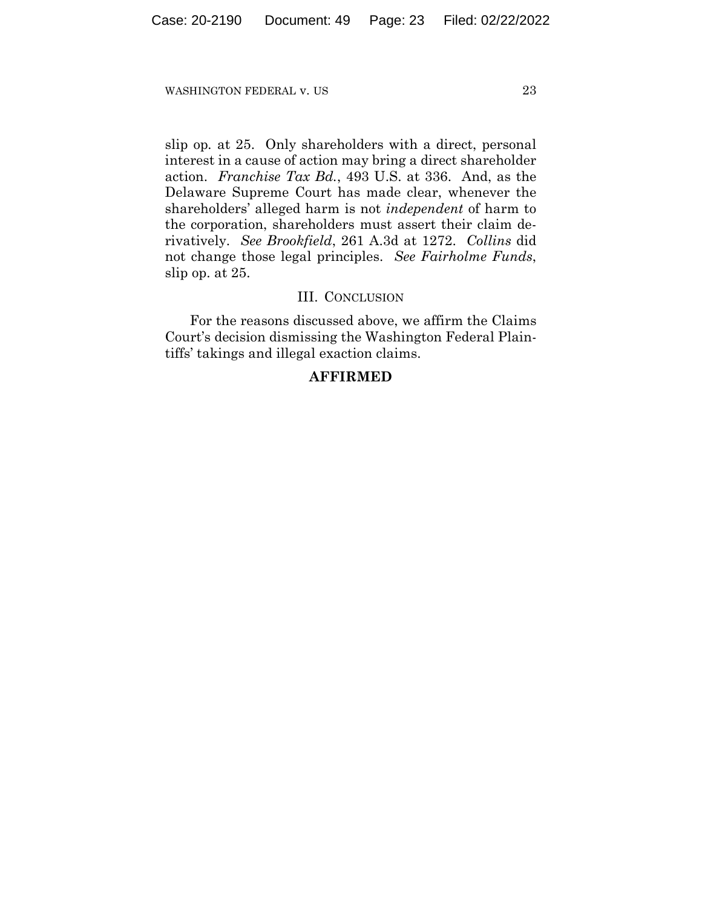slip op. at 25. Only shareholders with a direct, personal interest in a cause of action may bring a direct shareholder action. *Franchise Tax Bd.*, 493 U.S. at 336. And, as the Delaware Supreme Court has made clear, whenever the shareholders' alleged harm is not *independent* of harm to the corporation, shareholders must assert their claim derivatively. *See Brookfield*, 261 A.3d at 1272. *Collins* did not change those legal principles. *See Fairholme Funds*, slip op. at 25.

## III. Conclusion

For the reasons discussed above, we affirm the Claims Court's decision dismissing the Washington Federal Plaintiffs' takings and illegal exaction claims.

**AFFIRMED**